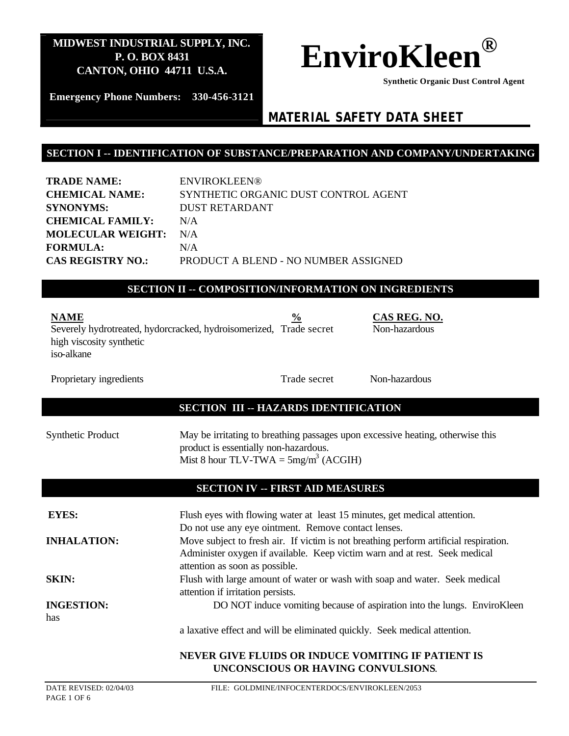**MIDWEST INDUSTRIAL SUPPLY, INC.**
**P. O. BOX 8431**
**CANTON, OHIO 44711 U.S.A.**

**Emergency Phone Numbers: 330-456-3121**

# EnviroKleen®

**Synthetic Organic Dust Control Agent**

## MATERIAL SAFETY DATA SHEET

## SECTION I -- IDENTIFICATION OF SUBSTANCE/PREPARATION AND COMPANY/UNDERTAKING

| | |
|---|---|
| **TRADE NAME:** | ENVIROKLEEN® |
| **CHEMICAL NAME:** | SYNTHETIC ORGANIC DUST CONTROL AGENT |
| **SYNONYMS:** | DUST RETARDANT |
| **CHEMICAL FAMILY:** | N/A |
| **MOLECULAR WEIGHT:** | N/A |
| **FORMULA:** | N/A |
| **CAS REGISTRY NO.:** | PRODUCT A BLEND - NO NUMBER ASSIGNED |

## SECTION II -- COMPOSITION/INFORMATION ON INGREDIENTS

| NAME | % | CAS REG. NO. |
|---|---|---|
| Severely hydrotreated, hydorcracked, hydroisomerized, high viscosity synthetic iso-alkane | Trade secret | Non-hazardous |
| Proprietary ingredients | Trade secret | Non-hazardous |

## SECTION III -- HAZARDS IDENTIFICATION

| | |
|---|---|
| Synthetic Product | May be irritating to breathing passages upon excessive heating, otherwise this product is essentially non-hazardous. Mist 8 hour TLV-TWA = 5mg/m$^3$ (ACGIH) |

## SECTION IV -- FIRST AID MEASURES

**EYES:** Flush eyes with flowing water at least 15 minutes, get medical attention. Do not use any eye ointment. Remove contact lenses.

**INHALATION:** Move subject to fresh air. If victim is not breathing perform artificial respiration. Administer oxygen if available. Keep victim warn and at rest. Seek medical attention as soon as possible.

**SKIN:** Flush with large amount of water or wash with soap and water. Seek medical attention if irritation persists.

**INGESTION:** DO NOT induce vomiting because of aspiration into the lungs. EnviroKleen has a laxative effect and will be eliminated quickly. Seek medical attention.

**NEVER GIVE FLUIDS OR INDUCE VOMITING IF PATIENT IS UNCONSCIOUS OR HAVING CONVULSIONS.**

DATE REVISED: 02/04/03 FILE: GOLDMINE/INFOCENTERDOCS/ENVIROKLEEN/2053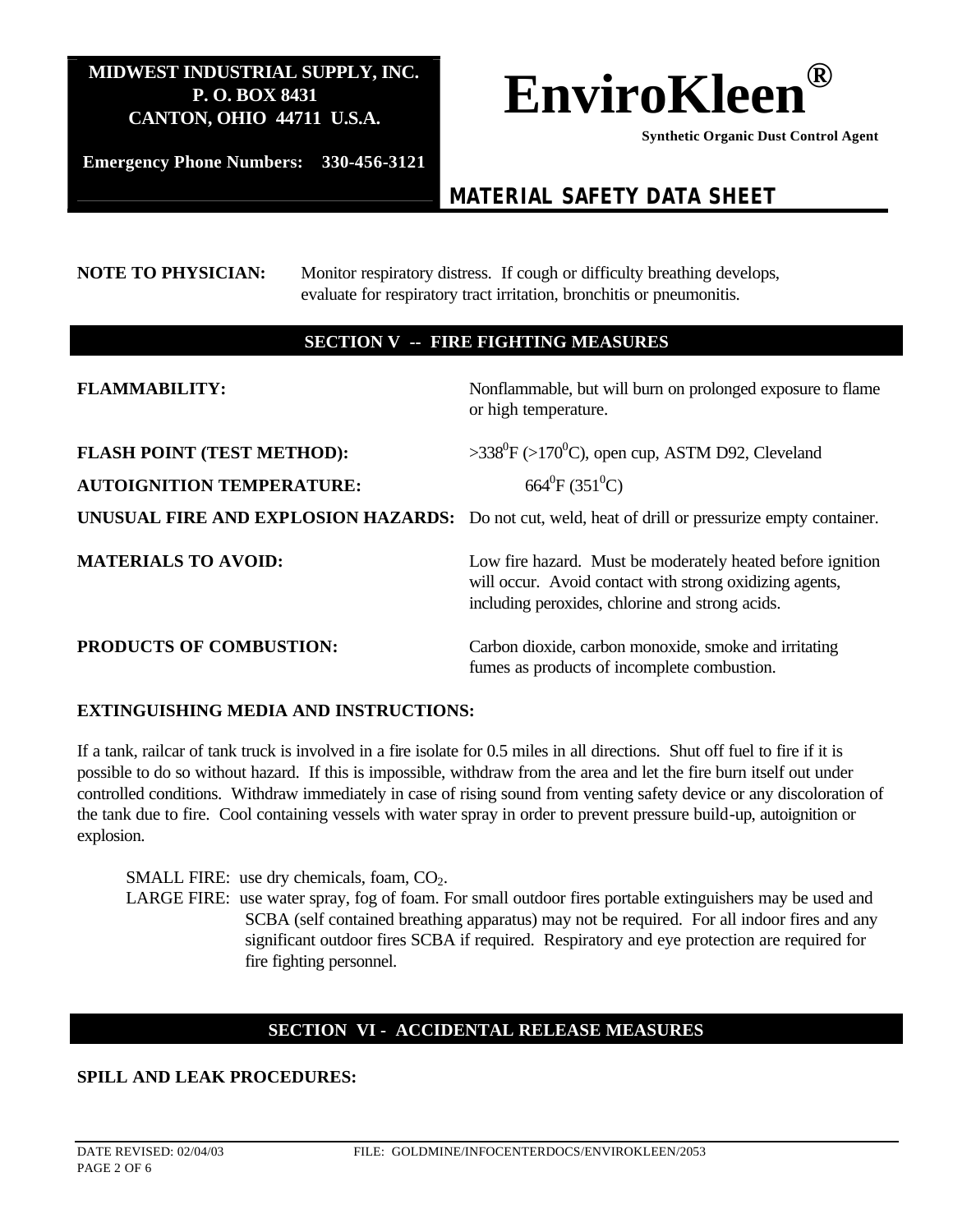**MIDWEST INDUSTRIAL SUPPLY, INC.**
**P. O. BOX 8431**
**CANTON, OHIO 44711 U.S.A.**

**Emergency Phone Numbers: 330-456-3121**

# EnviroKleen®

**Synthetic Organic Dust Control Agent**

## MATERIAL SAFETY DATA SHEET

**NOTE TO PHYSICIAN:** Monitor respiratory distress. If cough or difficulty breathing develops, evaluate for respiratory tract irritation, bronchitis or pneumonitis.

## SECTION V -- FIRE FIGHTING MEASURES

**FLAMMABILITY:** Nonflammable, but will burn on prolonged exposure to flame or high temperature.

**FLASH POINT (TEST METHOD):** >338$^0$F (>170$^0$C), open cup, ASTM D92, Cleveland

**AUTOIGNITION TEMPERATURE:** 664$^0$F (351$^0$C)

**UNUSUAL FIRE AND EXPLOSION HAZARDS:** Do not cut, weld, heat of drill or pressurize empty container.

**MATERIALS TO AVOID:** Low fire hazard. Must be moderately heated before ignition will occur. Avoid contact with strong oxidizing agents, including peroxides, chlorine and strong acids.

**PRODUCTS OF COMBUSTION:** Carbon dioxide, carbon monoxide, smoke and irritating fumes as products of incomplete combustion.

**EXTINGUISHING MEDIA AND INSTRUCTIONS:**

If a tank, railcar of tank truck is involved in a fire isolate for 0.5 miles in all directions. Shut off fuel to fire if it is possible to do so without hazard. If this is impossible, withdraw from the area and let the fire burn itself out under controlled conditions. Withdraw immediately in case of rising sound from venting safety device or any discoloration of the tank due to fire. Cool containing vessels with water spray in order to prevent pressure build-up, autoignition or explosion.

SMALL FIRE: use dry chemicals, foam, $CO_2$.

LARGE FIRE: use water spray, fog of foam. For small outdoor fires portable extinguishers may be used and SCBA (self contained breathing apparatus) may not be required. For all indoor fires and any significant outdoor fires SCBA if required. Respiratory and eye protection are required for fire fighting personnel.

## SECTION VI - ACCIDENTAL RELEASE MEASURES

**SPILL AND LEAK PROCEDURES:**

DATE REVISED: 02/04/03 FILE: GOLDMINE/INFOCENTERDOCS/ENVIROKLEEN/2053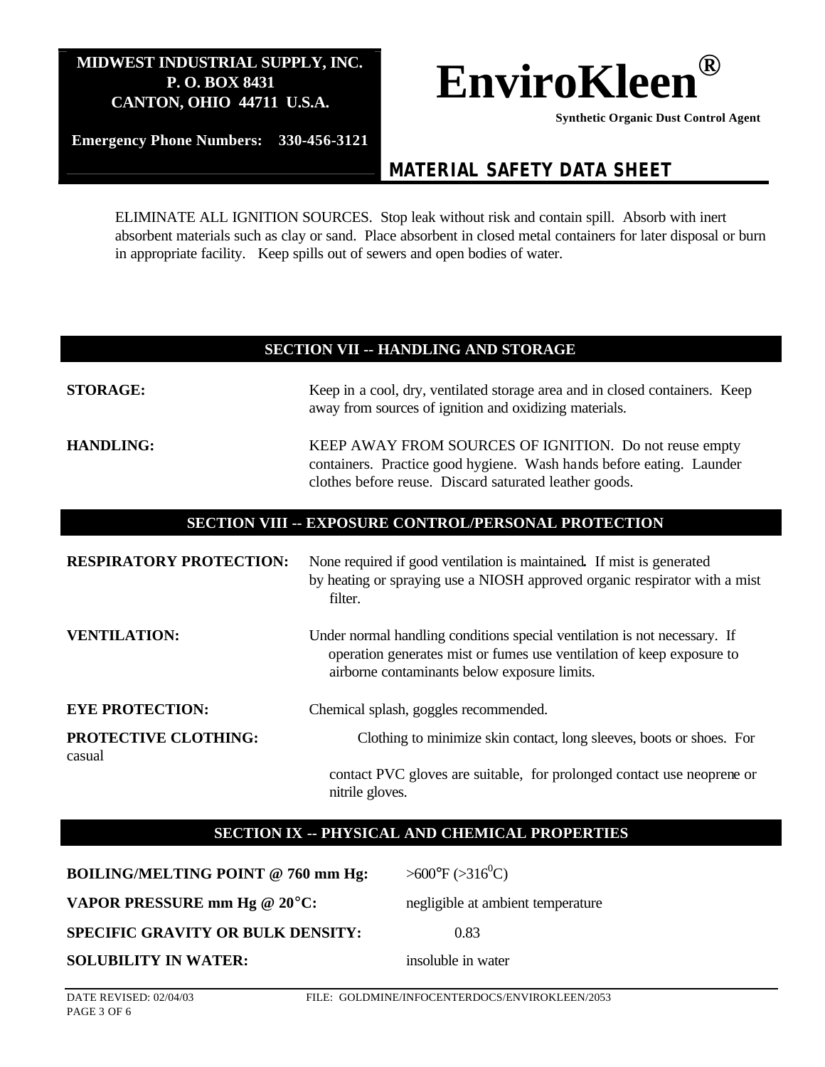ELIMINATE ALL IGNITION SOURCES. Stop leak without risk and contain spill. Absorb with inert absorbent materials such as clay or sand. Place absorbent in closed metal containers for later disposal or burn in appropriate facility. Keep spills out of sewers and open bodies of water.

## SECTION VII -- HANDLING AND STORAGE

**STORAGE:** Keep in a cool, dry, ventilated storage area and in closed containers. Keep away from sources of ignition and oxidizing materials.

**HANDLING:** KEEP AWAY FROM SOURCES OF IGNITION. Do not reuse empty containers. Practice good hygiene. Wash hands before eating. Launder clothes before reuse. Discard saturated leather goods.

## SECTION VIII -- EXPOSURE CONTROL/PERSONAL PROTECTION

**RESPIRATORY PROTECTION:** None required if good ventilation is maintained**.** If mist is generated by heating or spraying use a NIOSH approved organic respirator with a mist filter.

**VENTILATION:** Under normal handling conditions special ventilation is not necessary. If operation generates mist or fumes use ventilation of keep exposure to airborne contaminants below exposure limits.

**EYE PROTECTION:** Chemical splash, goggles recommended.

**PROTECTIVE CLOTHING:** Clothing to minimize skin contact, long sleeves, boots or shoes. For casual contact PVC gloves are suitable, for prolonged contact use neoprene or nitrile gloves.

## SECTION IX -- PHYSICAL AND CHEMICAL PROPERTIES

**BOILING/MELTING POINT @ 760 mm Hg:** >600°F (>316$^0$C)

**VAPOR PRESSURE mm Hg @ 20°C:** negligible at ambient temperature

**SPECIFIC GRAVITY OR BULK DENSITY:** 0.83

**SOLUBILITY IN WATER:** insoluble in water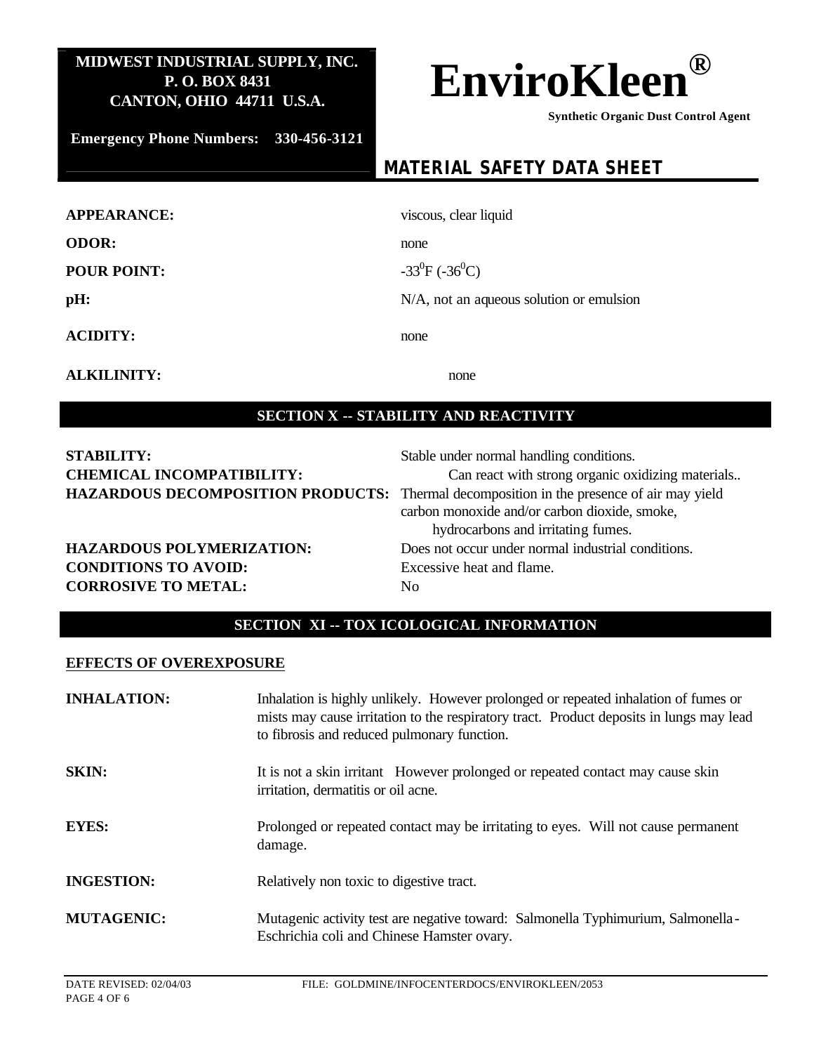**MIDWEST INDUSTRIAL SUPPLY, INC.**
**P. O. BOX 8431**
**CANTON, OHIO 44711 U.S.A.**

**Emergency Phone Numbers: 330-456-3121**

# EnviroKleen®

**Synthetic Organic Dust Control Agent**

## MATERIAL SAFETY DATA SHEET

| | |
|---|---|
| **APPEARANCE:** | viscous, clear liquid |
| **ODOR:** | none |
| **POUR POINT:** | -33$^0$F (-36$^0$C) |
| **pH:** | N/A, not an aqueous solution or emulsion |
| **ACIDITY:** | none |
| **ALKILINITY:** | none |

## SECTION X -- STABILITY AND REACTIVITY

| | |
|---|---|
| **STABILITY:** | Stable under normal handling conditions. |
| **CHEMICAL INCOMPATIBILITY:** | Can react with strong organic oxidizing materials.. |
| **HAZARDOUS DECOMPOSITION PRODUCTS:** | Thermal decomposition in the presence of air may yield carbon monoxide and/or carbon dioxide, smoke, hydrocarbons and irritating fumes. |
| **HAZARDOUS POLYMERIZATION:** | Does not occur under normal industrial conditions. |
| **CONDITIONS TO AVOID:** | Excessive heat and flame. |
| **CORROSIVE TO METAL:** | No |

## SECTION XI -- TOX ICOLOGICAL INFORMATION

**EFFECTS OF OVEREXPOSURE**

| | |
|---|---|
| **INHALATION:** | Inhalation is highly unlikely. However prolonged or repeated inhalation of fumes or mists may cause irritation to the respiratory tract. Product deposits in lungs may lead to fibrosis and reduced pulmonary function. |
| **SKIN:** | It is not a skin irritant However prolonged or repeated contact may cause skin irritation, dermatitis or oil acne. |
| **EYES:** | Prolonged or repeated contact may be irritating to eyes. Will not cause permanent damage. |
| **INGESTION:** | Relatively non toxic to digestive tract. |
| **MUTAGENIC:** | Mutagenic activity test are negative toward: Salmonella Typhimurium, Salmonella-Eschrichia coli and Chinese Hamster ovary. |

DATE REVISED: 02/04/03 FILE: GOLDMINE/INFOCENTERDOCS/ENVIROKLEEN/2053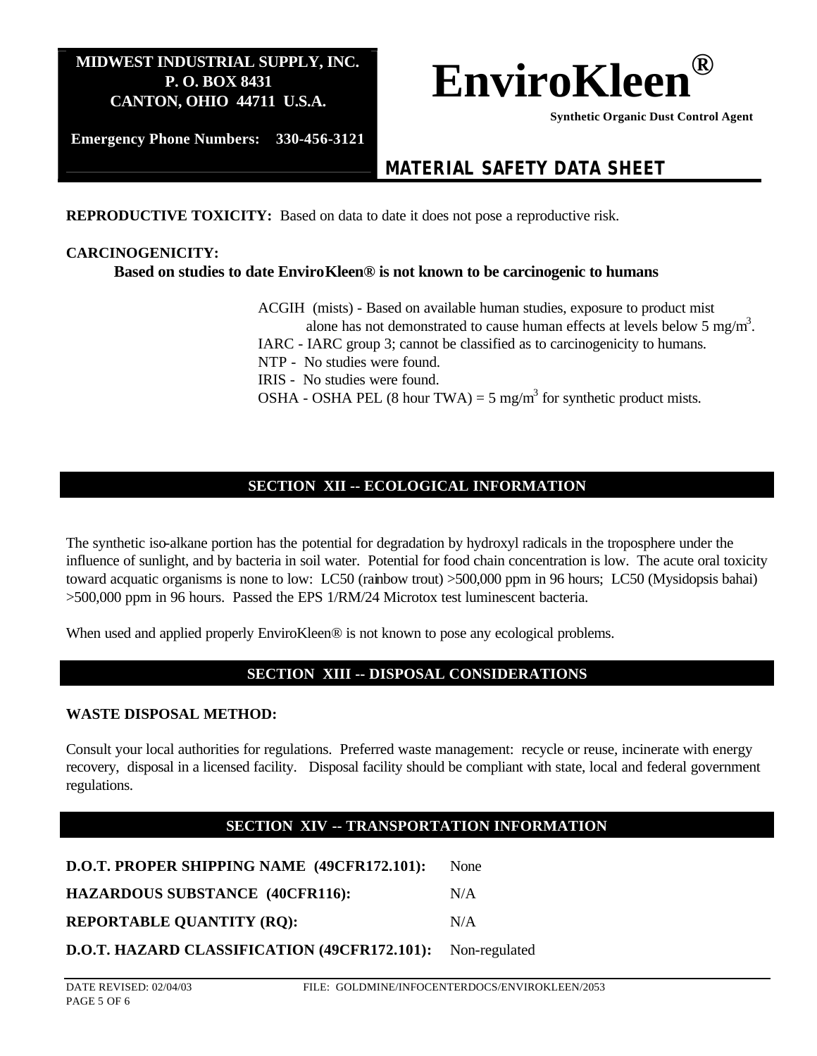**REPRODUCTIVE TOXICITY:** Based on data to date it does not pose a reproductive risk.

**CARCINOGENICITY:**

**Based on studies to date EnviroKleen® is not known to be carcinogenic to humans**

ACGIH (mists) - Based on available human studies, exposure to product mist alone has not demonstrated to cause human effects at levels below 5 $mg/m^3$.
IARC - IARC group 3; cannot be classified as to carcinogenicity to humans.
NTP - No studies were found.
IRIS - No studies were found.
OSHA - OSHA PEL (8 hour TWA) = 5 $mg/m^3$ for synthetic product mists.

## SECTION XII -- ECOLOGICAL INFORMATION

The synthetic iso-alkane portion has the potential for degradation by hydroxyl radicals in the troposphere under the influence of sunlight, and by bacteria in soil water. Potential for food chain concentration is low. The acute oral toxicity toward acquatic organisms is none to low: LC50 (rainbow trout) >500,000 ppm in 96 hours; LC50 (Mysidopsis bahai) >500,000 ppm in 96 hours. Passed the EPS 1/RM/24 Microtox test luminescent bacteria.

When used and applied properly EnviroKleen® is not known to pose any ecological problems.

## SECTION XIII -- DISPOSAL CONSIDERATIONS

**WASTE DISPOSAL METHOD:**

Consult your local authorities for regulations. Preferred waste management: recycle or reuse, incinerate with energy recovery, disposal in a licensed facility. Disposal facility should be compliant with state, local and federal government regulations.

## SECTION XIV -- TRANSPORTATION INFORMATION

**D.O.T. PROPER SHIPPING NAME (49CFR172.101):** None

**HAZARDOUS SUBSTANCE (40CFR116):** N/A

**REPORTABLE QUANTITY (RQ):** N/A

**D.O.T. HAZARD CLASSIFICATION (49CFR172.101):** Non-regulated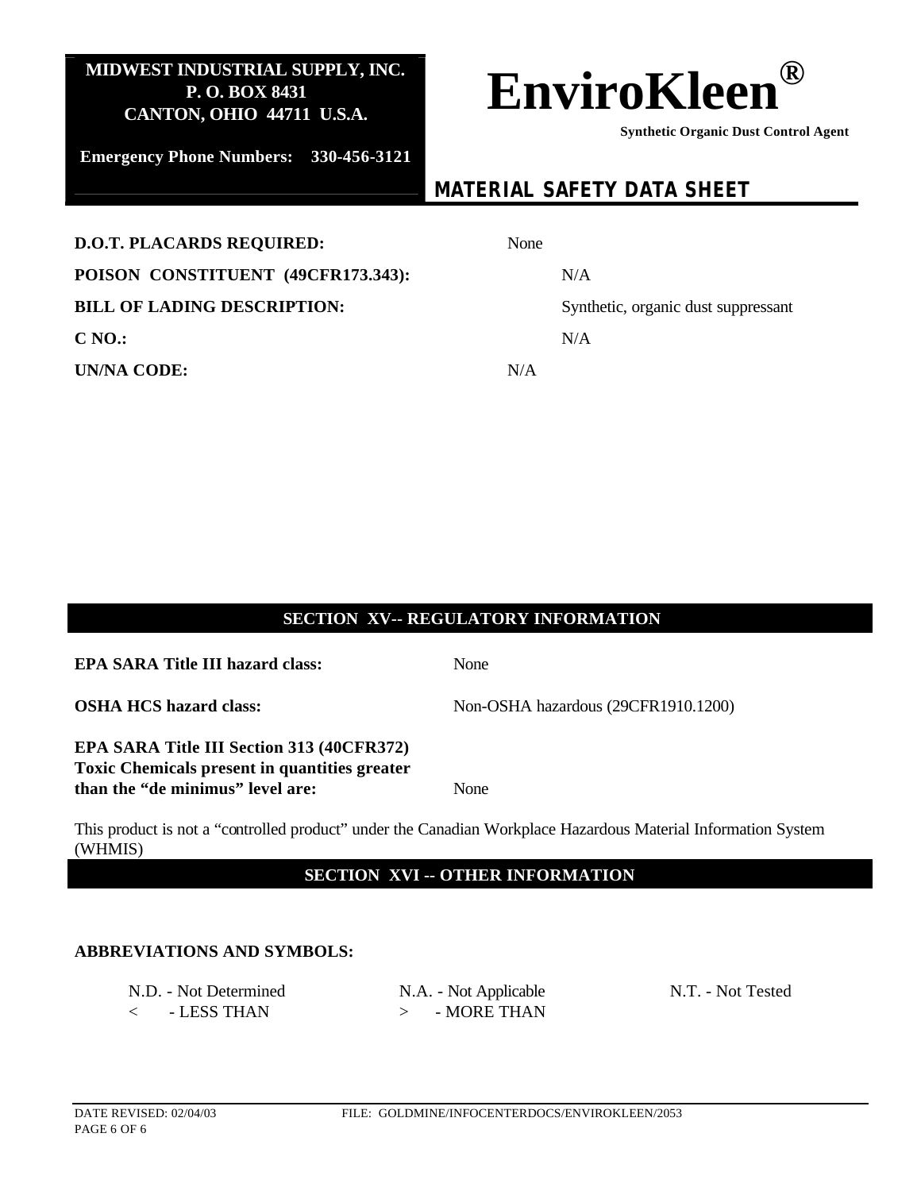**MIDWEST INDUSTRIAL SUPPLY, INC.**
**P. O. BOX 8431**
**CANTON, OHIO 44711 U.S.A.**

**Emergency Phone Numbers: 330-456-3121**

# EnviroKleen®

**Synthetic Organic Dust Control Agent**

## MATERIAL SAFETY DATA SHEET

| | |
|---|---|
| **D.O.T. PLACARDS REQUIRED:** | None |
| **POISON CONSTITUENT (49CFR173.343):** | N/A |
| **BILL OF LADING DESCRIPTION:** | Synthetic, organic dust suppressant |
| **C NO.:** | N/A |
| **UN/NA CODE:** | N/A |

## SECTION XV-- REGULATORY INFORMATION

| | |
|---|---|
| **EPA SARA Title III hazard class:** | None |
| **OSHA HCS hazard class:** | Non-OSHA hazardous (29CFR1910.1200) |
| **EPA SARA Title III Section 313 (40CFR372) Toxic Chemicals present in quantities greater than the "de minimus" level are:** | None |

This product is not a "controlled product" under the Canadian Workplace Hazardous Material Information System (WHMIS)

## SECTION XVI -- OTHER INFORMATION

**ABBREVIATIONS AND SYMBOLS:**

| | | |
|---|---|---|
| N.D. - Not Determined | N.A. - Not Applicable | N.T. - Not Tested |
| < - LESS THAN | > - MORE THAN | |

DATE REVISED: 02/04/03 FILE: GOLDMINE/INFOCENTERDOCS/ENVIROKLEEN/2053